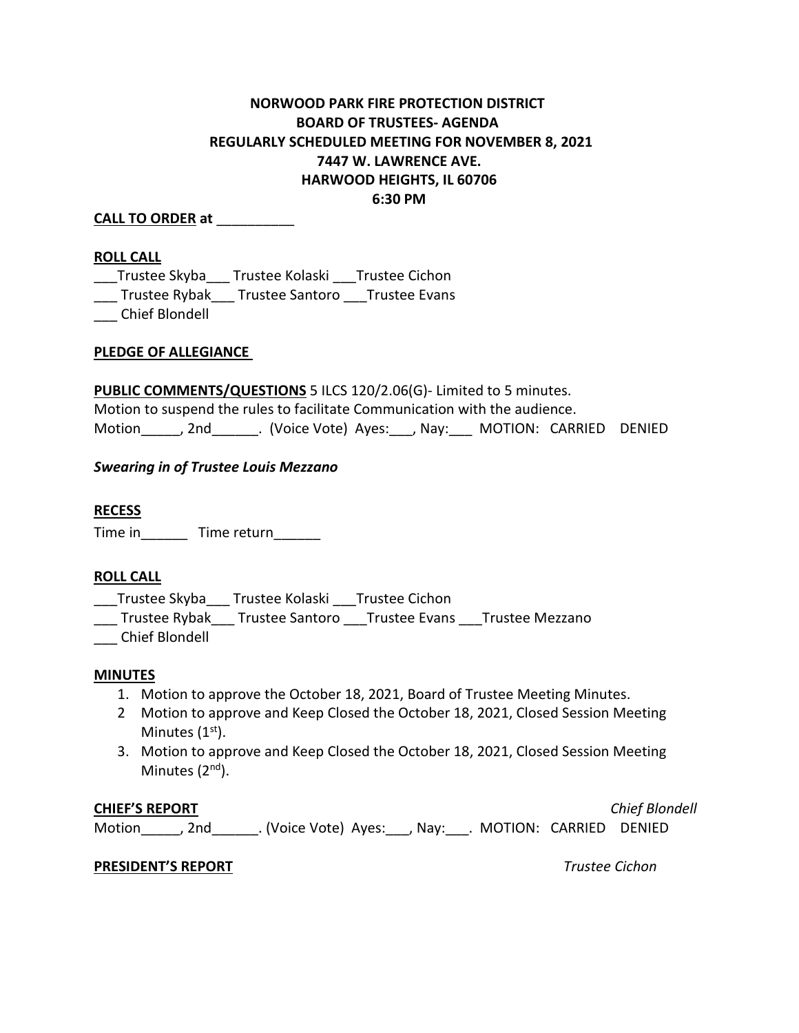**NORWOOD PARK FIRE PROTECTION DISTRICT**
**BOARD OF TRUSTEES- AGENDA**
**REGULARLY SCHEDULED MEETING FOR NOVEMBER 8, 2021**
**7447 W. LAWRENCE AVE.**
**HARWOOD HEIGHTS, IL 60706**
**6:30 PM**

**CALL TO ORDER at** __________

**ROLL CALL**

___Trustee Skyba___ Trustee Kolaski ___Trustee Cichon
___ Trustee Rybak___ Trustee Santoro ___Trustee Evans
___ Chief Blondell

**PLEDGE OF ALLEGIANCE**

**PUBLIC COMMENTS/QUESTIONS** 5 ILCS 120/2.06(G)- Limited to 5 minutes.
Motion to suspend the rules to facilitate Communication with the audience.
Motion_____, 2nd______. (Voice Vote) Ayes:___, Nay:___ MOTION: CARRIED DENIED

***Swearing in of Trustee Louis Mezzano***

**RECESS**

Time in______ Time return______

**ROLL CALL**

___Trustee Skyba___ Trustee Kolaski ___Trustee Cichon
___ Trustee Rybak___ Trustee Santoro ___Trustee Evans ___Trustee Mezzano
___ Chief Blondell

**MINUTES**

1. Motion to approve the October 18, 2021, Board of Trustee Meeting Minutes.
2. Motion to approve and Keep Closed the October 18, 2021, Closed Session Meeting Minutes (1st).
3. Motion to approve and Keep Closed the October 18, 2021, Closed Session Meeting Minutes (2nd).

**CHIEF'S REPORT** *Chief Blondell*
Motion_____, 2nd______. (Voice Vote) Ayes:___, Nay:___. MOTION: CARRIED DENIED

**PRESIDENT'S REPORT** *Trustee Cichon*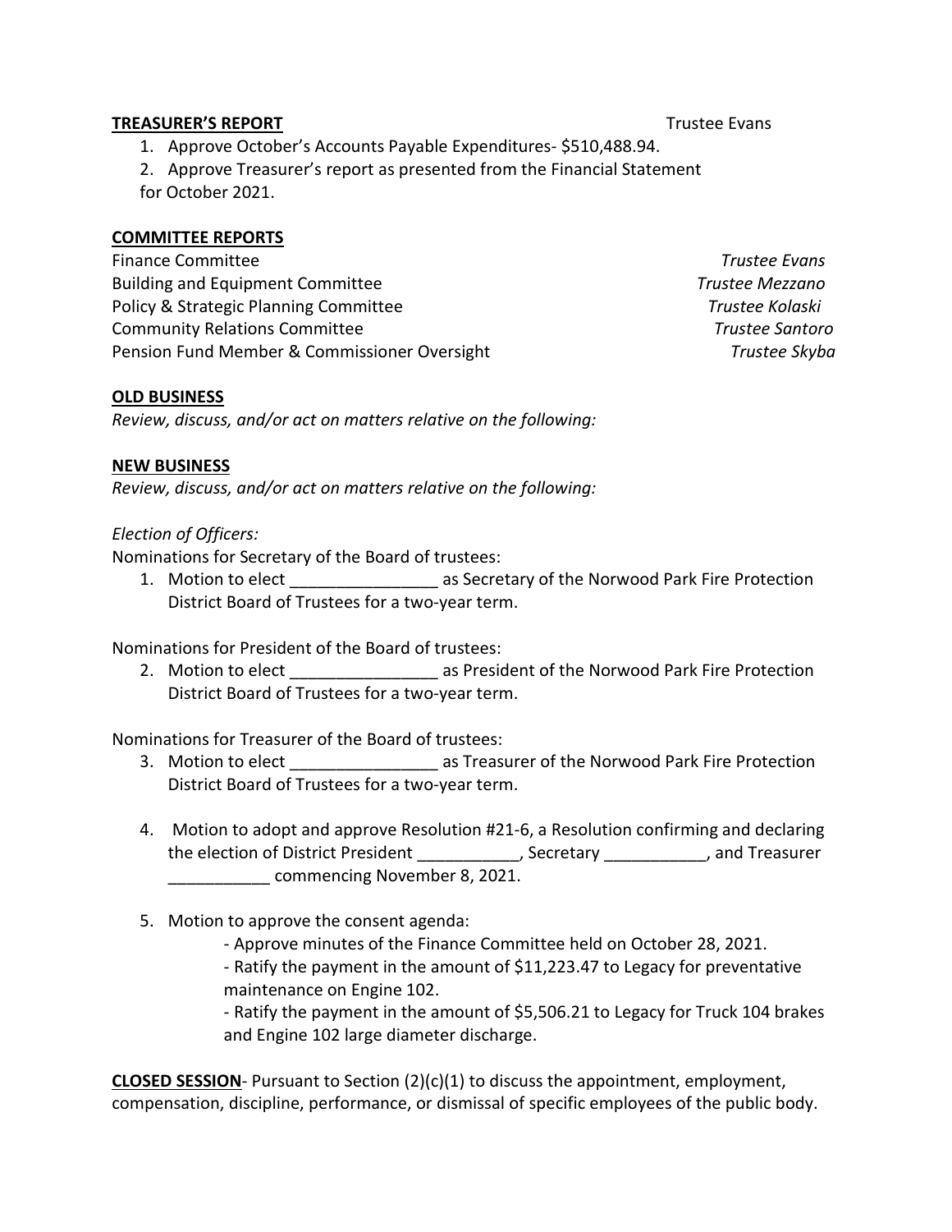**TREASURER'S REPORT** Trustee Evans

1. Approve October's Accounts Payable Expenditures- $510,488.94.
2. Approve Treasurer's report as presented from the Financial Statement for October 2021.

**COMMITTEE REPORTS**

Finance Committee *Trustee Evans*
Building and Equipment Committee *Trustee Mezzano*
Policy & Strategic Planning Committee *Trustee Kolaski*
Community Relations Committee *Trustee Santoro*
Pension Fund Member & Commissioner Oversight *Trustee Skyba*

**OLD BUSINESS**

*Review, discuss, and/or act on matters relative on the following:*

**NEW BUSINESS**

*Review, discuss, and/or act on matters relative on the following:*

*Election of Officers:*

Nominations for Secretary of the Board of trustees:

1. Motion to elect ________________ as Secretary of the Norwood Park Fire Protection District Board of Trustees for a two-year term.

Nominations for President of the Board of trustees:

2. Motion to elect ________________ as President of the Norwood Park Fire Protection District Board of Trustees for a two-year term.

Nominations for Treasurer of the Board of trustees:

3. Motion to elect ________________ as Treasurer of the Norwood Park Fire Protection District Board of Trustees for a two-year term.

4. Motion to adopt and approve Resolution #21-6, a Resolution confirming and declaring the election of District President ___________, Secretary ___________, and Treasurer ___________ commencing November 8, 2021.

5. Motion to approve the consent agenda:
   - Approve minutes of the Finance Committee held on October 28, 2021.
   - Ratify the payment in the amount of $11,223.47 to Legacy for preventative maintenance on Engine 102.
   - Ratify the payment in the amount of $5,506.21 to Legacy for Truck 104 brakes and Engine 102 large diameter discharge.

**CLOSED SESSION**- Pursuant to Section (2)(c)(1) to discuss the appointment, employment, compensation, discipline, performance, or dismissal of specific employees of the public body.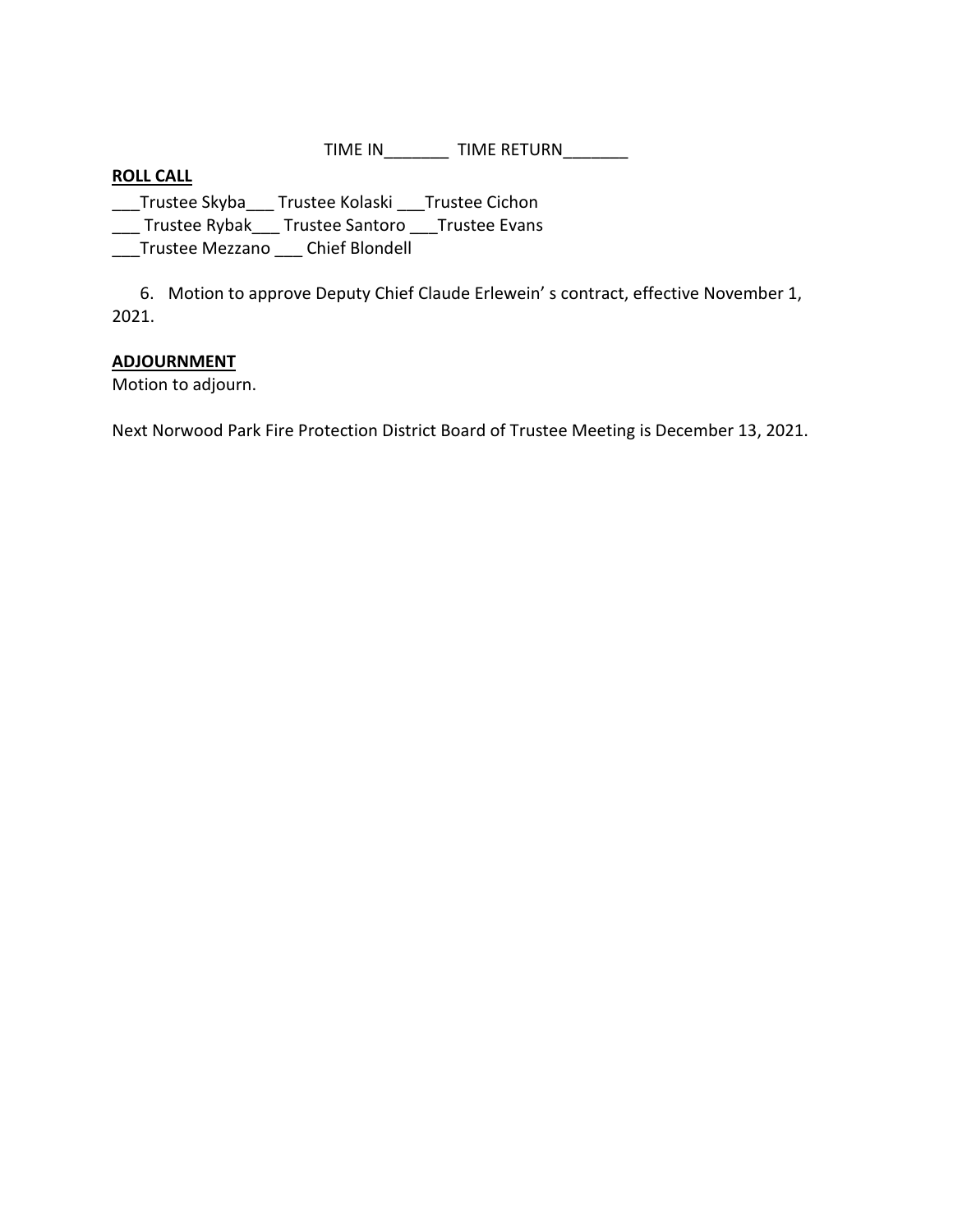TIME IN_______ TIME RETURN_______

**ROLL CALL**

___Trustee Skyba___ Trustee Kolaski ___Trustee Cichon
___ Trustee Rybak___ Trustee Santoro ___Trustee Evans
___Trustee Mezzano ___ Chief Blondell

6. Motion to approve Deputy Chief Claude Erlewein' s contract, effective November 1, 2021.

**ADJOURNMENT**

Motion to adjourn.

Next Norwood Park Fire Protection District Board of Trustee Meeting is December 13, 2021.